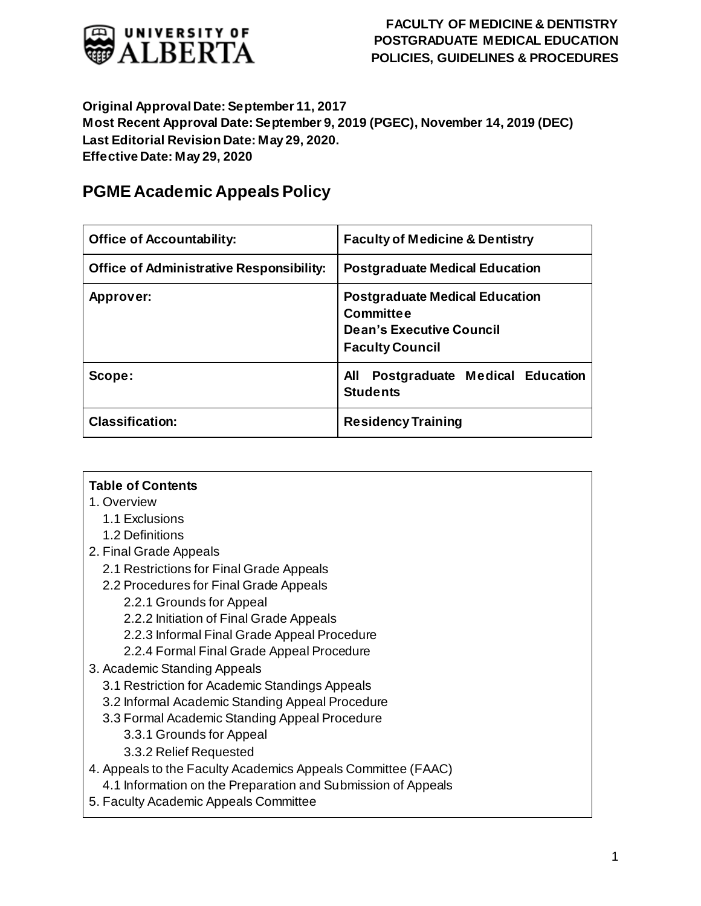**FACULTY OF MEDICINE & DENTISTRY**
**POSTGRADUATE MEDICAL EDUCATION**
**POLICIES, GUIDELINES & PROCEDURES**

**Original Approval Date: September 11, 2017**
**Most Recent Approval Date: September 9, 2019 (PGEC), November 14, 2019 (DEC)**
**Last Editorial Revision Date: May 29, 2020.**
**Effective Date: May 29, 2020**

## PGME Academic Appeals Policy

| **Office of Accountability:** | **Faculty of Medicine & Dentistry** |
|---|---|
| **Office of Administrative Responsibility:** | **Postgraduate Medical Education** |
| **Approver:** | **Postgraduate Medical Education Committee**<br>**Dean's Executive Council**<br>**Faculty Council** |
| **Scope:** | **All Postgraduate Medical Education Students** |
| **Classification:** | **Residency Training** |

**Table of Contents**

1. Overview
   - 1.1 Exclusions
   - 1.2 Definitions
2. Final Grade Appeals
   - 2.1 Restrictions for Final Grade Appeals
   - 2.2 Procedures for Final Grade Appeals
     - 2.2.1 Grounds for Appeal
     - 2.2.2 Initiation of Final Grade Appeals
     - 2.2.3 Informal Final Grade Appeal Procedure
     - 2.2.4 Formal Final Grade Appeal Procedure
3. Academic Standing Appeals
   - 3.1 Restriction for Academic Standings Appeals
   - 3.2 Informal Academic Standing Appeal Procedure
   - 3.3 Formal Academic Standing Appeal Procedure
     - 3.3.1 Grounds for Appeal
     - 3.3.2 Relief Requested
4. Appeals to the Faculty Academics Appeals Committee (FAAC)
   - 4.1 Information on the Preparation and Submission of Appeals
5. Faculty Academic Appeals Committee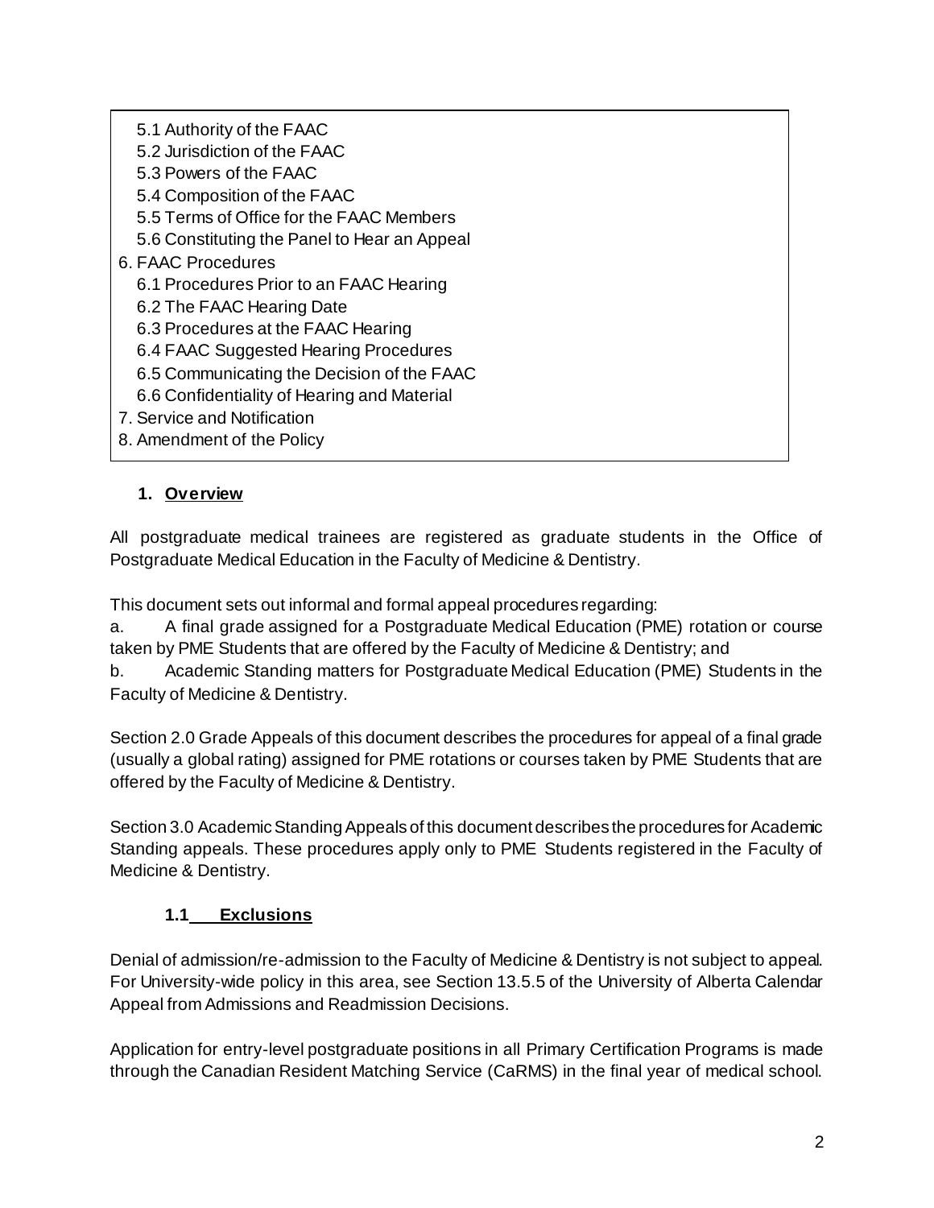- 5.1 Authority of the FAAC
- 5.2 Jurisdiction of the FAAC
- 5.3 Powers of the FAAC
- 5.4 Composition of the FAAC
- 5.5 Terms of Office for the FAAC Members
- 5.6 Constituting the Panel to Hear an Appeal

6. FAAC Procedures
   - 6.1 Procedures Prior to an FAAC Hearing
   - 6.2 The FAAC Hearing Date
   - 6.3 Procedures at the FAAC Hearing
   - 6.4 FAAC Suggested Hearing Procedures
   - 6.5 Communicating the Decision of the FAAC
   - 6.6 Confidentiality of Hearing and Material
7. Service and Notification
8. Amendment of the Policy

## 1. Overview

All postgraduate medical trainees are registered as graduate students in the Office of Postgraduate Medical Education in the Faculty of Medicine & Dentistry.

This document sets out informal and formal appeal procedures regarding:

a. A final grade assigned for a Postgraduate Medical Education (PME) rotation or course taken by PME Students that are offered by the Faculty of Medicine & Dentistry; and

b. Academic Standing matters for Postgraduate Medical Education (PME) Students in the Faculty of Medicine & Dentistry.

Section 2.0 Grade Appeals of this document describes the procedures for appeal of a final grade (usually a global rating) assigned for PME rotations or courses taken by PME Students that are offered by the Faculty of Medicine & Dentistry.

Section 3.0 Academic Standing Appeals of this document describes the procedures for Academic Standing appeals. These procedures apply only to PME Students registered in the Faculty of Medicine & Dentistry.

### 1.1 Exclusions

Denial of admission/re-admission to the Faculty of Medicine & Dentistry is not subject to appeal. For University-wide policy in this area, see Section 13.5.5 of the University of Alberta Calendar Appeal from Admissions and Readmission Decisions.

Application for entry-level postgraduate positions in all Primary Certification Programs is made through the Canadian Resident Matching Service (CaRMS) in the final year of medical school.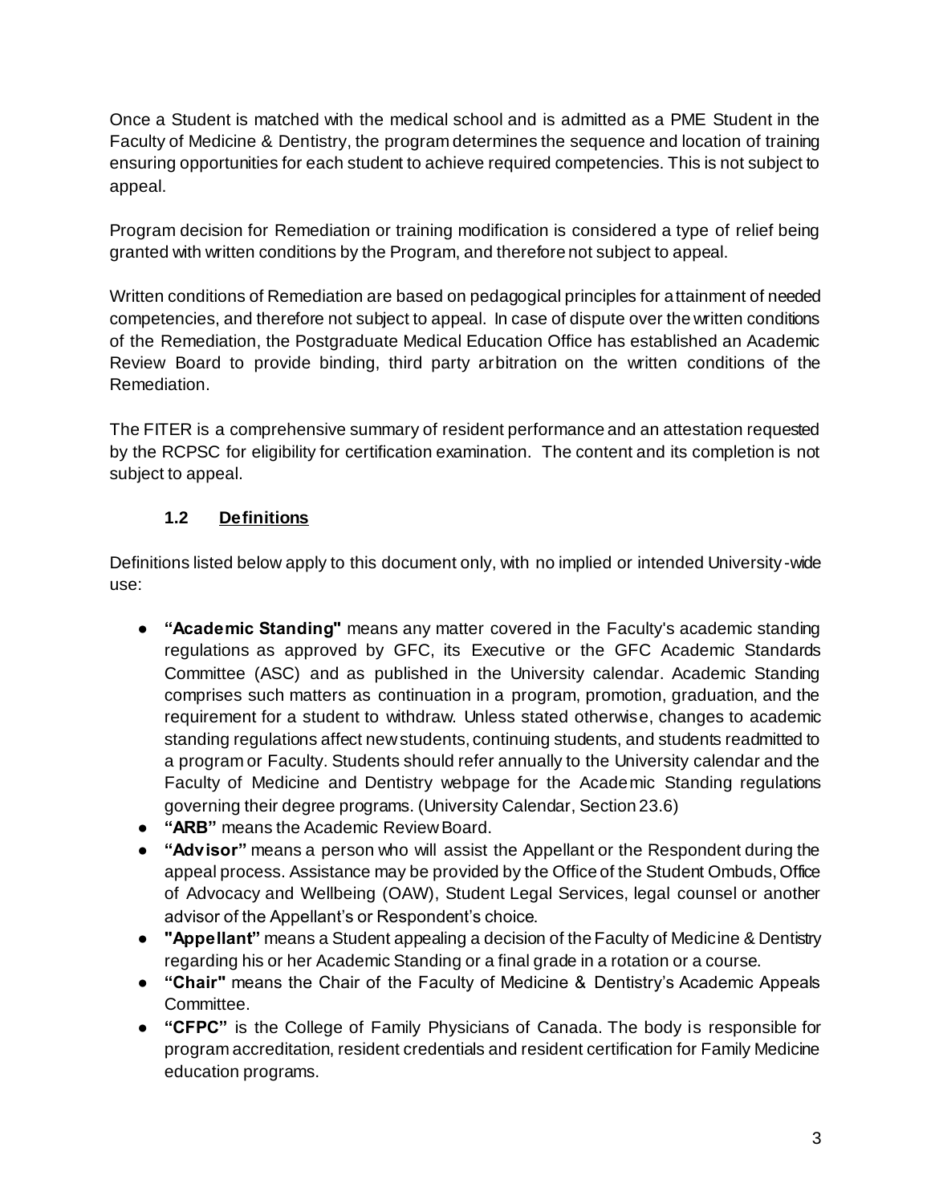Once a Student is matched with the medical school and is admitted as a PME Student in the Faculty of Medicine & Dentistry, the program determines the sequence and location of training ensuring opportunities for each student to achieve required competencies. This is not subject to appeal.

Program decision for Remediation or training modification is considered a type of relief being granted with written conditions by the Program, and therefore not subject to appeal.

Written conditions of Remediation are based on pedagogical principles for attainment of needed competencies, and therefore not subject to appeal. In case of dispute over the written conditions of the Remediation, the Postgraduate Medical Education Office has established an Academic Review Board to provide binding, third party arbitration on the written conditions of the Remediation.

The FITER is a comprehensive summary of resident performance and an attestation requested by the RCPSC for eligibility for certification examination. The content and its completion is not subject to appeal.

### 1.2 Definitions

Definitions listed below apply to this document only, with no implied or intended University-wide use:

- **"Academic Standing"** means any matter covered in the Faculty's academic standing regulations as approved by GFC, its Executive or the GFC Academic Standards Committee (ASC) and as published in the University calendar. Academic Standing comprises such matters as continuation in a program, promotion, graduation, and the requirement for a student to withdraw. Unless stated otherwise, changes to academic standing regulations affect new students, continuing students, and students readmitted to a program or Faculty. Students should refer annually to the University calendar and the Faculty of Medicine and Dentistry webpage for the Academic Standing regulations governing their degree programs. (University Calendar, Section 23.6)
- **"ARB"** means the Academic Review Board.
- **"Advisor"** means a person who will assist the Appellant or the Respondent during the appeal process. Assistance may be provided by the Office of the Student Ombuds, Office of Advocacy and Wellbeing (OAW), Student Legal Services, legal counsel or another advisor of the Appellant's or Respondent's choice.
- **"Appellant"** means a Student appealing a decision of the Faculty of Medicine & Dentistry regarding his or her Academic Standing or a final grade in a rotation or a course.
- **"Chair"** means the Chair of the Faculty of Medicine & Dentistry's Academic Appeals Committee.
- **"CFPC"** is the College of Family Physicians of Canada. The body is responsible for program accreditation, resident credentials and resident certification for Family Medicine education programs.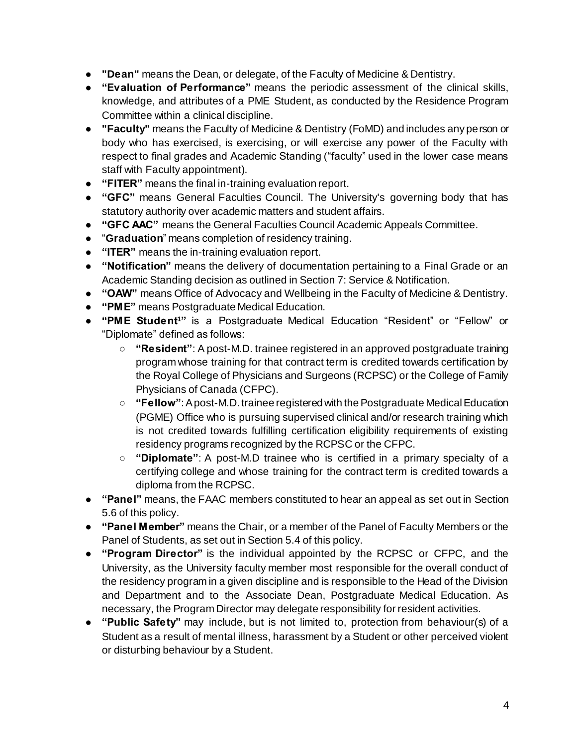- **"Dean"** means the Dean, or delegate, of the Faculty of Medicine & Dentistry.
- **"Evaluation of Performance"** means the periodic assessment of the clinical skills, knowledge, and attributes of a PME Student, as conducted by the Residence Program Committee within a clinical discipline.
- **"Faculty"** means the Faculty of Medicine & Dentistry (FoMD) and includes any person or body who has exercised, is exercising, or will exercise any power of the Faculty with respect to final grades and Academic Standing ("faculty" used in the lower case means staff with Faculty appointment).
- **"FITER"** means the final in-training evaluation report.
- **"GFC"** means General Faculties Council. The University's governing body that has statutory authority over academic matters and student affairs.
- **"GFC AAC"** means the General Faculties Council Academic Appeals Committee.
- "**Graduation**" means completion of residency training.
- **"ITER"** means the in-training evaluation report.
- **"Notification"** means the delivery of documentation pertaining to a Final Grade or an Academic Standing decision as outlined in Section 7: Service & Notification.
- **"OAW"** means Office of Advocacy and Wellbeing in the Faculty of Medicine & Dentistry.
- **"PME"** means Postgraduate Medical Education.
- **"PME Student[1]"** is a Postgraduate Medical Education "Resident" or "Fellow" or "Diplomate" defined as follows:
  - **"Resident"**: A post-M.D. trainee registered in an approved postgraduate training program whose training for that contract term is credited towards certification by the Royal College of Physicians and Surgeons (RCPSC) or the College of Family Physicians of Canada (CFPC).
  - **"Fellow"**: A post-M.D. trainee registered with the Postgraduate Medical Education (PGME) Office who is pursuing supervised clinical and/or research training which is not credited towards fulfilling certification eligibility requirements of existing residency programs recognized by the RCPSC or the CFPC.
  - **"Diplomate"**: A post-M.D trainee who is certified in a primary specialty of a certifying college and whose training for the contract term is credited towards a diploma from the RCPSC.
- **"Panel"** means, the FAAC members constituted to hear an appeal as set out in Section 5.6 of this policy.
- **"Panel Member"** means the Chair, or a member of the Panel of Faculty Members or the Panel of Students, as set out in Section 5.4 of this policy.
- **"Program Director"** is the individual appointed by the RCPSC or CFPC, and the University, as the University faculty member most responsible for the overall conduct of the residency program in a given discipline and is responsible to the Head of the Division and Department and to the Associate Dean, Postgraduate Medical Education. As necessary, the Program Director may delegate responsibility for resident activities.
- **"Public Safety"** may include, but is not limited to, protection from behaviour(s) of a Student as a result of mental illness, harassment by a Student or other perceived violent or disturbing behaviour by a Student.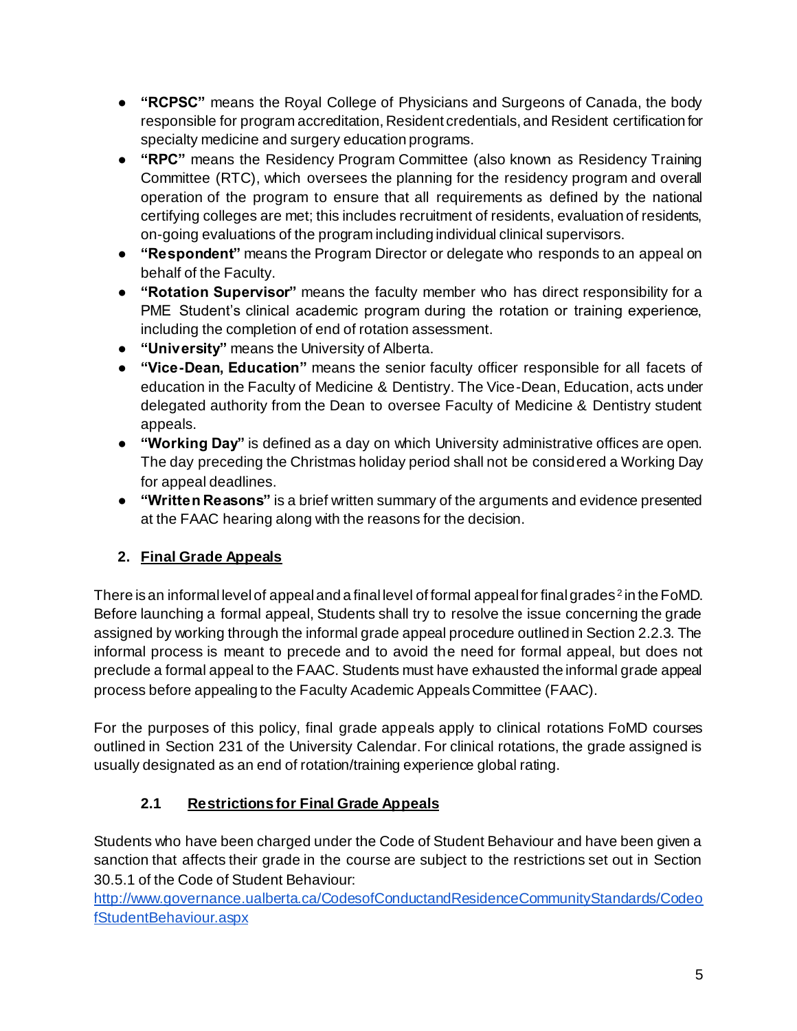- **"RCPSC"** means the Royal College of Physicians and Surgeons of Canada, the body responsible for program accreditation, Resident credentials, and Resident certification for specialty medicine and surgery education programs.
- **"RPC"** means the Residency Program Committee (also known as Residency Training Committee (RTC), which oversees the planning for the residency program and overall operation of the program to ensure that all requirements as defined by the national certifying colleges are met; this includes recruitment of residents, evaluation of residents, on-going evaluations of the program including individual clinical supervisors.
- **"Respondent"** means the Program Director or delegate who responds to an appeal on behalf of the Faculty.
- **"Rotation Supervisor"** means the faculty member who has direct responsibility for a PME Student's clinical academic program during the rotation or training experience, including the completion of end of rotation assessment.
- **"University"** means the University of Alberta.
- **"Vice-Dean, Education"** means the senior faculty officer responsible for all facets of education in the Faculty of Medicine & Dentistry. The Vice-Dean, Education, acts under delegated authority from the Dean to oversee Faculty of Medicine & Dentistry student appeals.
- **"Working Day"** is defined as a day on which University administrative offices are open. The day preceding the Christmas holiday period shall not be considered a Working Day for appeal deadlines.
- **"Written Reasons"** is a brief written summary of the arguments and evidence presented at the FAAC hearing along with the reasons for the decision.

## 2. Final Grade Appeals

There is an informal level of appeal and a final level of formal appeal for final grades[2] in the FoMD. Before launching a formal appeal, Students shall try to resolve the issue concerning the grade assigned by working through the informal grade appeal procedure outlined in Section 2.2.3. The informal process is meant to precede and to avoid the need for formal appeal, but does not preclude a formal appeal to the FAAC. Students must have exhausted the informal grade appeal process before appealing to the Faculty Academic Appeals Committee (FAAC).

For the purposes of this policy, final grade appeals apply to clinical rotations FoMD courses outlined in Section 231 of the University Calendar. For clinical rotations, the grade assigned is usually designated as an end of rotation/training experience global rating.

### 2.1 Restrictions for Final Grade Appeals

Students who have been charged under the Code of Student Behaviour and have been given a sanction that affects their grade in the course are subject to the restrictions set out in Section 30.5.1 of the Code of Student Behaviour: [http://www.governance.ualberta.ca/CodesofConductandResidenceCommunityStandards/CodeofStudentBehaviour.aspx](http://www.governance.ualberta.ca/CodesofConductandResidenceCommunityStandards/CodeofStudentBehaviour.aspx)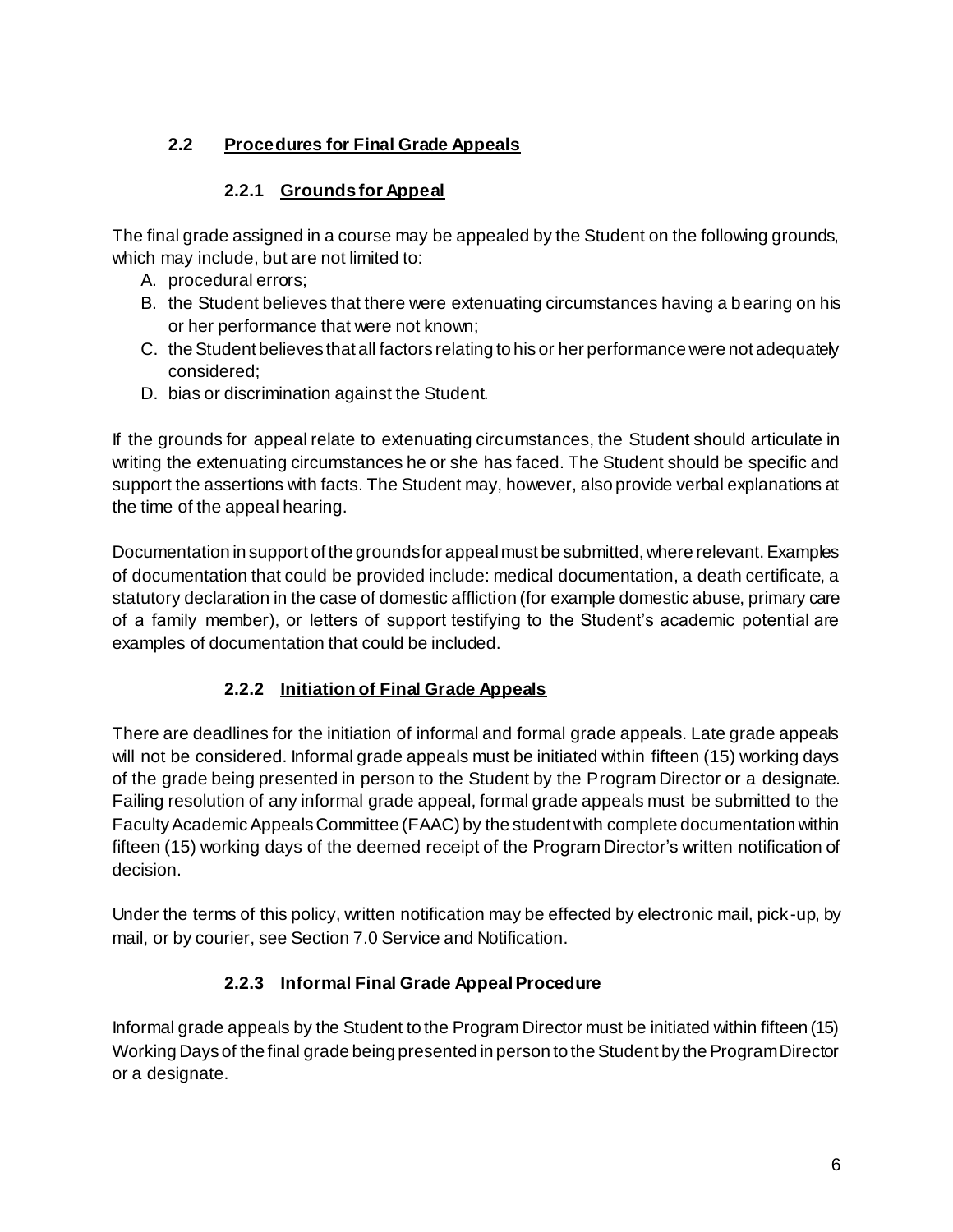## 2.2 Procedures for Final Grade Appeals

### 2.2.1 Grounds for Appeal

The final grade assigned in a course may be appealed by the Student on the following grounds, which may include, but are not limited to:

A. procedural errors;
B. the Student believes that there were extenuating circumstances having a bearing on his or her performance that were not known;
C. the Student believes that all factors relating to his or her performance were not adequately considered;
D. bias or discrimination against the Student.

If the grounds for appeal relate to extenuating circumstances, the Student should articulate in writing the extenuating circumstances he or she has faced. The Student should be specific and support the assertions with facts. The Student may, however, also provide verbal explanations at the time of the appeal hearing.

Documentation in support of the grounds for appeal must be submitted, where relevant. Examples of documentation that could be provided include: medical documentation, a death certificate, a statutory declaration in the case of domestic affliction (for example domestic abuse, primary care of a family member), or letters of support testifying to the Student's academic potential are examples of documentation that could be included.

### 2.2.2 Initiation of Final Grade Appeals

There are deadlines for the initiation of informal and formal grade appeals. Late grade appeals will not be considered. Informal grade appeals must be initiated within fifteen (15) working days of the grade being presented in person to the Student by the Program Director or a designate. Failing resolution of any informal grade appeal, formal grade appeals must be submitted to the Faculty Academic Appeals Committee (FAAC) by the student with complete documentation within fifteen (15) working days of the deemed receipt of the Program Director's written notification of decision.

Under the terms of this policy, written notification may be effected by electronic mail, pick-up, by mail, or by courier, see Section 7.0 Service and Notification.

### 2.2.3 Informal Final Grade Appeal Procedure

Informal grade appeals by the Student to the Program Director must be initiated within fifteen (15) Working Days of the final grade being presented in person to the Student by the Program Director or a designate.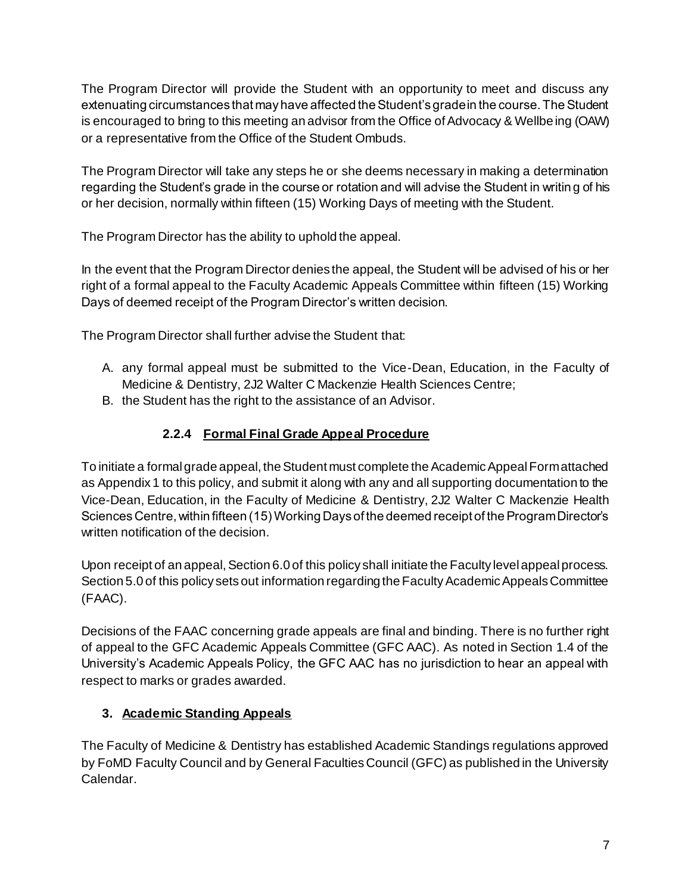The Program Director will provide the Student with an opportunity to meet and discuss any extenuating circumstances that may have affected the Student's grade in the course. The Student is encouraged to bring to this meeting an advisor from the Office of Advocacy & Wellbeing (OAW) or a representative from the Office of the Student Ombuds.

The Program Director will take any steps he or she deems necessary in making a determination regarding the Student's grade in the course or rotation and will advise the Student in writing of his or her decision, normally within fifteen (15) Working Days of meeting with the Student.

The Program Director has the ability to uphold the appeal.

In the event that the Program Director denies the appeal, the Student will be advised of his or her right of a formal appeal to the Faculty Academic Appeals Committee within fifteen (15) Working Days of deemed receipt of the Program Director's written decision.

The Program Director shall further advise the Student that:

A. any formal appeal must be submitted to the Vice-Dean, Education, in the Faculty of Medicine & Dentistry, 2J2 Walter C Mackenzie Health Sciences Centre;
B. the Student has the right to the assistance of an Advisor.

#### 2.2.4 Formal Final Grade Appeal Procedure

To initiate a formal grade appeal, the Student must complete the Academic Appeal Form attached as Appendix 1 to this policy, and submit it along with any and all supporting documentation to the Vice-Dean, Education, in the Faculty of Medicine & Dentistry, 2J2 Walter C Mackenzie Health Sciences Centre, within fifteen (15) Working Days of the deemed receipt of the Program Director's written notification of the decision.

Upon receipt of an appeal, Section 6.0 of this policy shall initiate the Faculty level appeal process. Section 5.0 of this policy sets out information regarding the Faculty Academic Appeals Committee (FAAC).

Decisions of the FAAC concerning grade appeals are final and binding. There is no further right of appeal to the GFC Academic Appeals Committee (GFC AAC). As noted in Section 1.4 of the University's Academic Appeals Policy, the GFC AAC has no jurisdiction to hear an appeal with respect to marks or grades awarded.

## 3. Academic Standing Appeals

The Faculty of Medicine & Dentistry has established Academic Standings regulations approved by FoMD Faculty Council and by General Faculties Council (GFC) as published in the University Calendar.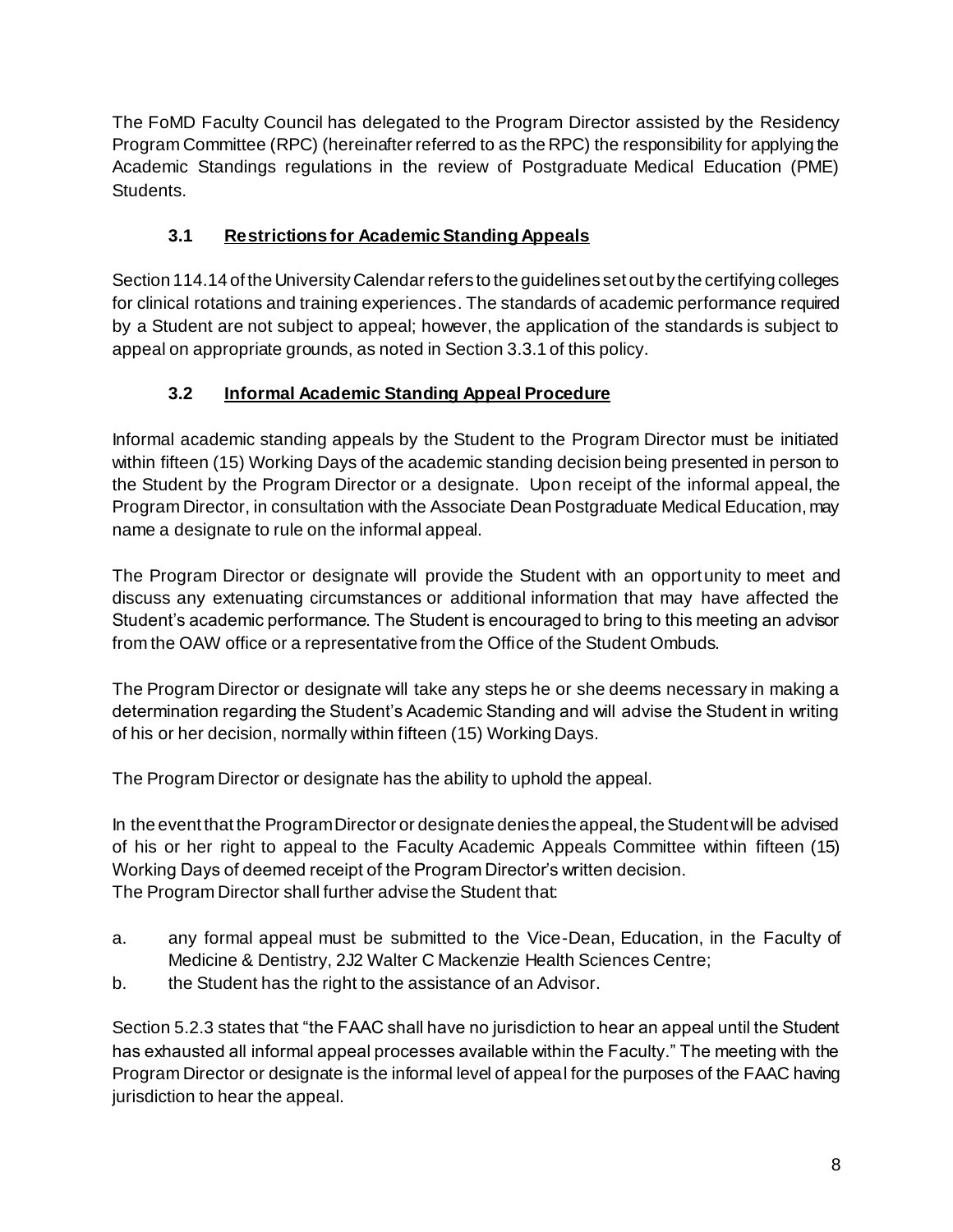The FoMD Faculty Council has delegated to the Program Director assisted by the Residency Program Committee (RPC) (hereinafter referred to as the RPC) the responsibility for applying the Academic Standings regulations in the review of Postgraduate Medical Education (PME) Students.

### 3.1 Restrictions for Academic Standing Appeals

Section 114.14 of the University Calendar refers to the guidelines set out by the certifying colleges for clinical rotations and training experiences. The standards of academic performance required by a Student are not subject to appeal; however, the application of the standards is subject to appeal on appropriate grounds, as noted in Section 3.3.1 of this policy.

### 3.2 Informal Academic Standing Appeal Procedure

Informal academic standing appeals by the Student to the Program Director must be initiated within fifteen (15) Working Days of the academic standing decision being presented in person to the Student by the Program Director or a designate. Upon receipt of the informal appeal, the Program Director, in consultation with the Associate Dean Postgraduate Medical Education, may name a designate to rule on the informal appeal.

The Program Director or designate will provide the Student with an opportunity to meet and discuss any extenuating circumstances or additional information that may have affected the Student's academic performance. The Student is encouraged to bring to this meeting an advisor from the OAW office or a representative from the Office of the Student Ombuds.

The Program Director or designate will take any steps he or she deems necessary in making a determination regarding the Student's Academic Standing and will advise the Student in writing of his or her decision, normally within fifteen (15) Working Days.

The Program Director or designate has the ability to uphold the appeal.

In the event that the Program Director or designate denies the appeal, the Student will be advised of his or her right to appeal to the Faculty Academic Appeals Committee within fifteen (15) Working Days of deemed receipt of the Program Director's written decision.
The Program Director shall further advise the Student that:

a. any formal appeal must be submitted to the Vice-Dean, Education, in the Faculty of Medicine & Dentistry, 2J2 Walter C Mackenzie Health Sciences Centre;
b. the Student has the right to the assistance of an Advisor.

Section 5.2.3 states that "the FAAC shall have no jurisdiction to hear an appeal until the Student has exhausted all informal appeal processes available within the Faculty." The meeting with the Program Director or designate is the informal level of appeal for the purposes of the FAAC having jurisdiction to hear the appeal.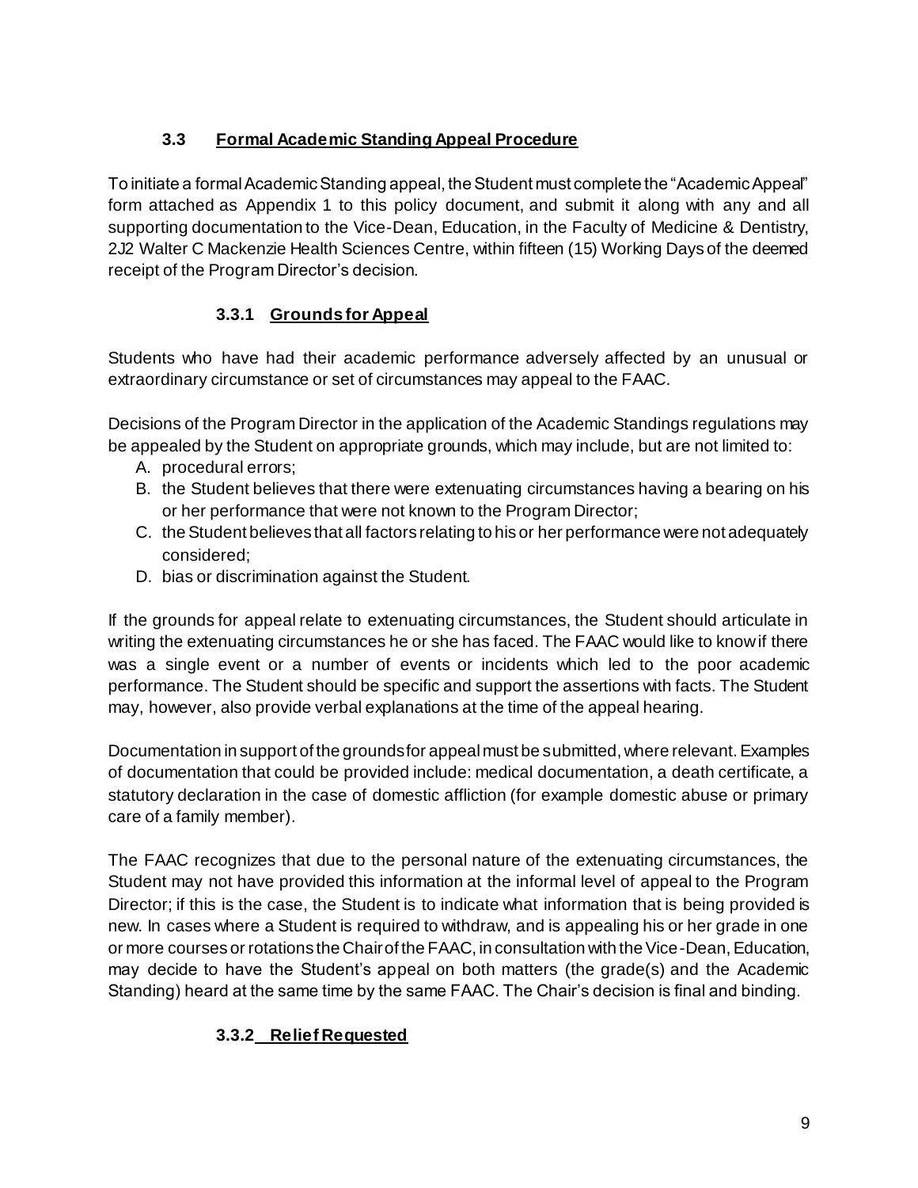## 3.3 Formal Academic Standing Appeal Procedure

To initiate a formal Academic Standing appeal, the Student must complete the "Academic Appeal" form attached as Appendix 1 to this policy document, and submit it along with any and all supporting documentation to the Vice-Dean, Education, in the Faculty of Medicine & Dentistry, 2J2 Walter C Mackenzie Health Sciences Centre, within fifteen (15) Working Days of the deemed receipt of the Program Director's decision.

### 3.3.1 Grounds for Appeal

Students who have had their academic performance adversely affected by an unusual or extraordinary circumstance or set of circumstances may appeal to the FAAC.

Decisions of the Program Director in the application of the Academic Standings regulations may be appealed by the Student on appropriate grounds, which may include, but are not limited to:

A. procedural errors;
B. the Student believes that there were extenuating circumstances having a bearing on his or her performance that were not known to the Program Director;
C. the Student believes that all factors relating to his or her performance were not adequately considered;
D. bias or discrimination against the Student.

If the grounds for appeal relate to extenuating circumstances, the Student should articulate in writing the extenuating circumstances he or she has faced. The FAAC would like to know if there was a single event or a number of events or incidents which led to the poor academic performance. The Student should be specific and support the assertions with facts. The Student may, however, also provide verbal explanations at the time of the appeal hearing.

Documentation in support of the grounds for appeal must be submitted, where relevant. Examples of documentation that could be provided include: medical documentation, a death certificate, a statutory declaration in the case of domestic affliction (for example domestic abuse or primary care of a family member).

The FAAC recognizes that due to the personal nature of the extenuating circumstances, the Student may not have provided this information at the informal level of appeal to the Program Director; if this is the case, the Student is to indicate what information that is being provided is new. In cases where a Student is required to withdraw, and is appealing his or her grade in one or more courses or rotations the Chair of the FAAC, in consultation with the Vice-Dean, Education, may decide to have the Student's appeal on both matters (the grade(s) and the Academic Standing) heard at the same time by the same FAAC. The Chair's decision is final and binding.

### 3.3.2 Relief Requested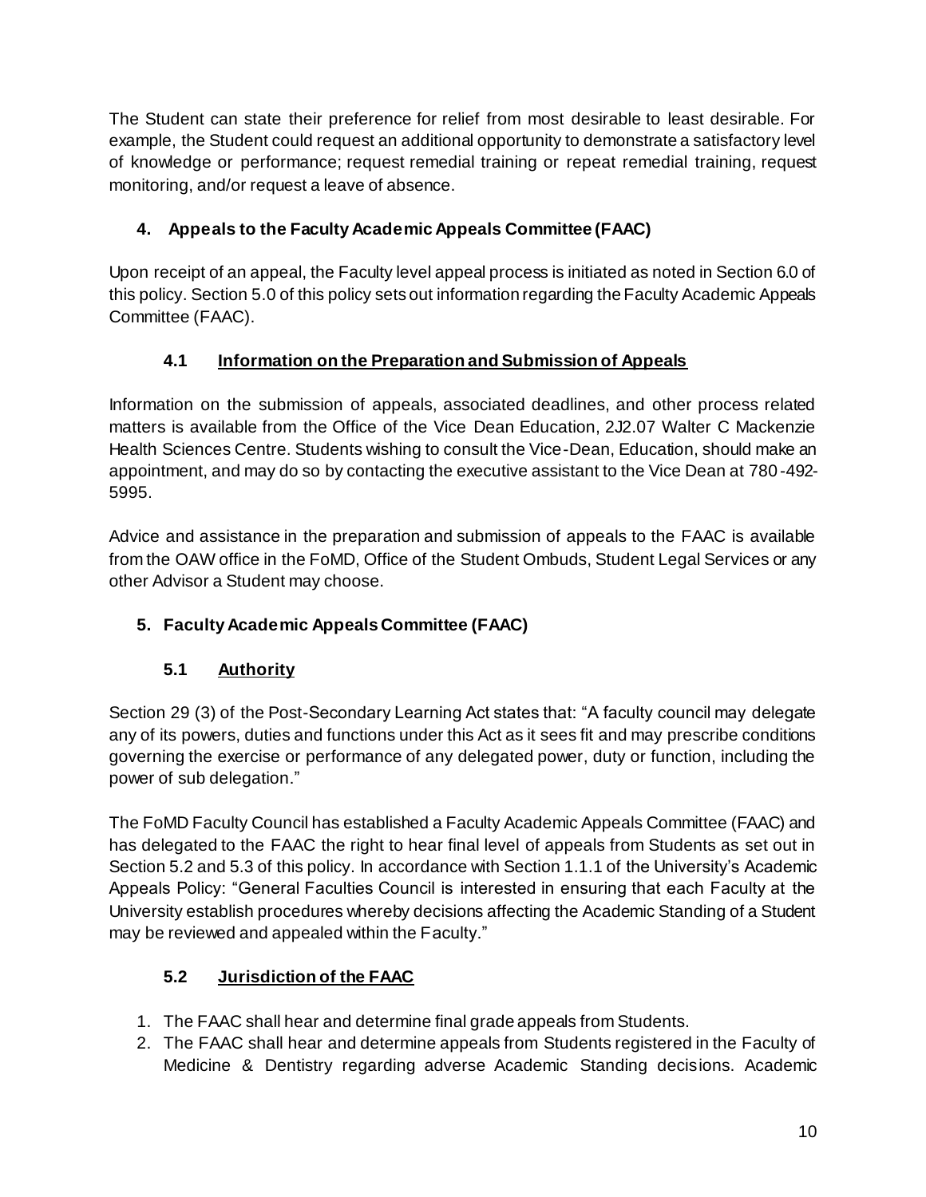The Student can state their preference for relief from most desirable to least desirable. For example, the Student could request an additional opportunity to demonstrate a satisfactory level of knowledge or performance; request remedial training or repeat remedial training, request monitoring, and/or request a leave of absence.

## 4. Appeals to the Faculty Academic Appeals Committee (FAAC)

Upon receipt of an appeal, the Faculty level appeal process is initiated as noted in Section 6.0 of this policy. Section 5.0 of this policy sets out information regarding the Faculty Academic Appeals Committee (FAAC).

### 4.1 Information on the Preparation and Submission of Appeals

Information on the submission of appeals, associated deadlines, and other process related matters is available from the Office of the Vice Dean Education, 2J2.07 Walter C Mackenzie Health Sciences Centre. Students wishing to consult the Vice-Dean, Education, should make an appointment, and may do so by contacting the executive assistant to the Vice Dean at 780-492-5995.

Advice and assistance in the preparation and submission of appeals to the FAAC is available from the OAW office in the FoMD, Office of the Student Ombuds, Student Legal Services or any other Advisor a Student may choose.

## 5. Faculty Academic Appeals Committee (FAAC)

### 5.1 Authority

Section 29 (3) of the Post-Secondary Learning Act states that: "A faculty council may delegate any of its powers, duties and functions under this Act as it sees fit and may prescribe conditions governing the exercise or performance of any delegated power, duty or function, including the power of sub delegation."

The FoMD Faculty Council has established a Faculty Academic Appeals Committee (FAAC) and has delegated to the FAAC the right to hear final level of appeals from Students as set out in Section 5.2 and 5.3 of this policy. In accordance with Section 1.1.1 of the University's Academic Appeals Policy: "General Faculties Council is interested in ensuring that each Faculty at the University establish procedures whereby decisions affecting the Academic Standing of a Student may be reviewed and appealed within the Faculty."

### 5.2 Jurisdiction of the FAAC

1. The FAAC shall hear and determine final grade appeals from Students.
2. The FAAC shall hear and determine appeals from Students registered in the Faculty of Medicine & Dentistry regarding adverse Academic Standing decisions. Academic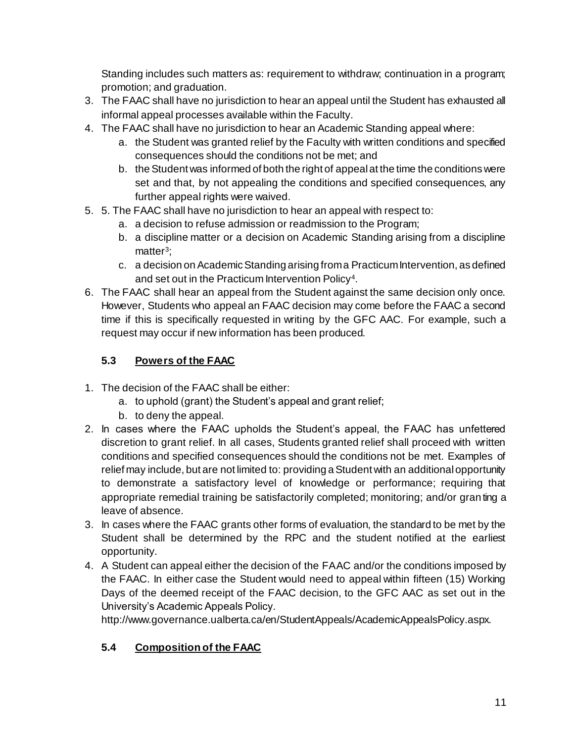Standing includes such matters as: requirement to withdraw; continuation in a program; promotion; and graduation.

3. The FAAC shall have no jurisdiction to hear an appeal until the Student has exhausted all informal appeal processes available within the Faculty.
4. The FAAC shall have no jurisdiction to hear an Academic Standing appeal where:
   a. the Student was granted relief by the Faculty with written conditions and specified consequences should the conditions not be met; and
   b. the Student was informed of both the right of appeal at the time the conditions were set and that, by not appealing the conditions and specified consequences, any further appeal rights were waived.
5. 5. The FAAC shall have no jurisdiction to hear an appeal with respect to:
   a. a decision to refuse admission or readmission to the Program;
   b. a discipline matter or a decision on Academic Standing arising from a discipline matter[3];
   c. a decision on Academic Standing arising from a Practicum Intervention, as defined and set out in the Practicum Intervention Policy[4].
6. The FAAC shall hear an appeal from the Student against the same decision only once. However, Students who appeal an FAAC decision may come before the FAAC a second time if this is specifically requested in writing by the GFC AAC. For example, such a request may occur if new information has been produced.

### 5.3 Powers of the FAAC

1. The decision of the FAAC shall be either:
   a. to uphold (grant) the Student's appeal and grant relief;
   b. to deny the appeal.
2. In cases where the FAAC upholds the Student's appeal, the FAAC has unfettered discretion to grant relief. In all cases, Students granted relief shall proceed with written conditions and specified consequences should the conditions not be met. Examples of relief may include, but are not limited to: providing a Student with an additional opportunity to demonstrate a satisfactory level of knowledge or performance; requiring that appropriate remedial training be satisfactorily completed; monitoring; and/or granting a leave of absence.
3. In cases where the FAAC grants other forms of evaluation, the standard to be met by the Student shall be determined by the RPC and the student notified at the earliest opportunity.
4. A Student can appeal either the decision of the FAAC and/or the conditions imposed by the FAAC. In either case the Student would need to appeal within fifteen (15) Working Days of the deemed receipt of the FAAC decision, to the GFC AAC as set out in the University's Academic Appeals Policy. http://www.governance.ualberta.ca/en/StudentAppeals/AcademicAppealsPolicy.aspx.

### 5.4 Composition of the FAAC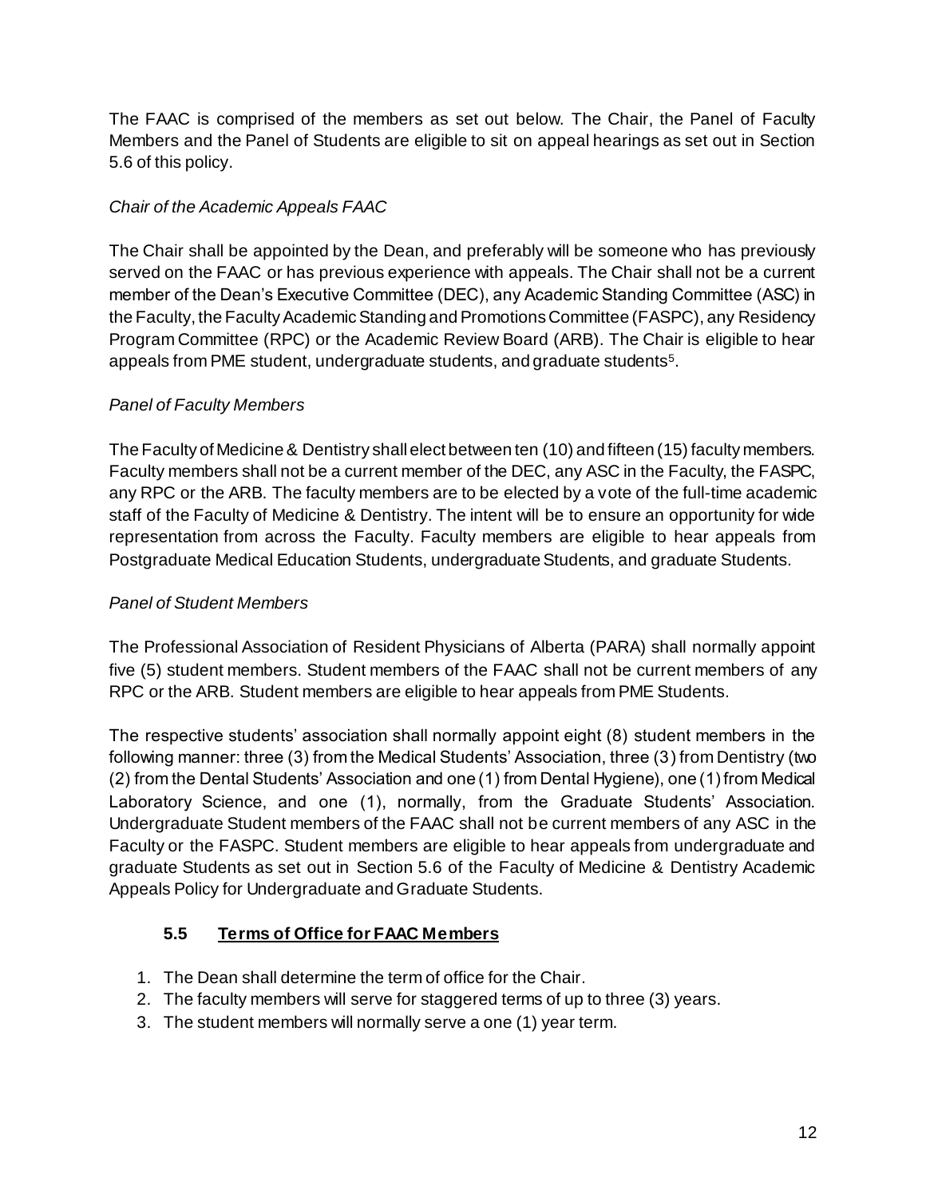The FAAC is comprised of the members as set out below. The Chair, the Panel of Faculty Members and the Panel of Students are eligible to sit on appeal hearings as set out in Section 5.6 of this policy.

*Chair of the Academic Appeals FAAC*

The Chair shall be appointed by the Dean, and preferably will be someone who has previously served on the FAAC or has previous experience with appeals. The Chair shall not be a current member of the Dean's Executive Committee (DEC), any Academic Standing Committee (ASC) in the Faculty, the Faculty Academic Standing and Promotions Committee (FASPC), any Residency Program Committee (RPC) or the Academic Review Board (ARB). The Chair is eligible to hear appeals from PME student, undergraduate students, and graduate students[5].

*Panel of Faculty Members*

The Faculty of Medicine & Dentistry shall elect between ten (10) and fifteen (15) faculty members. Faculty members shall not be a current member of the DEC, any ASC in the Faculty, the FASPC, any RPC or the ARB. The faculty members are to be elected by a vote of the full-time academic staff of the Faculty of Medicine & Dentistry. The intent will be to ensure an opportunity for wide representation from across the Faculty. Faculty members are eligible to hear appeals from Postgraduate Medical Education Students, undergraduate Students, and graduate Students.

*Panel of Student Members*

The Professional Association of Resident Physicians of Alberta (PARA) shall normally appoint five (5) student members. Student members of the FAAC shall not be current members of any RPC or the ARB. Student members are eligible to hear appeals from PME Students.

The respective students' association shall normally appoint eight (8) student members in the following manner: three (3) from the Medical Students' Association, three (3) from Dentistry (two (2) from the Dental Students' Association and one (1) from Dental Hygiene), one (1) from Medical Laboratory Science, and one (1), normally, from the Graduate Students' Association. Undergraduate Student members of the FAAC shall not be current members of any ASC in the Faculty or the FASPC. Student members are eligible to hear appeals from undergraduate and graduate Students as set out in Section 5.6 of the Faculty of Medicine & Dentistry Academic Appeals Policy for Undergraduate and Graduate Students.

### 5.5 Terms of Office for FAAC Members

1. The Dean shall determine the term of office for the Chair.
2. The faculty members will serve for staggered terms of up to three (3) years.
3. The student members will normally serve a one (1) year term.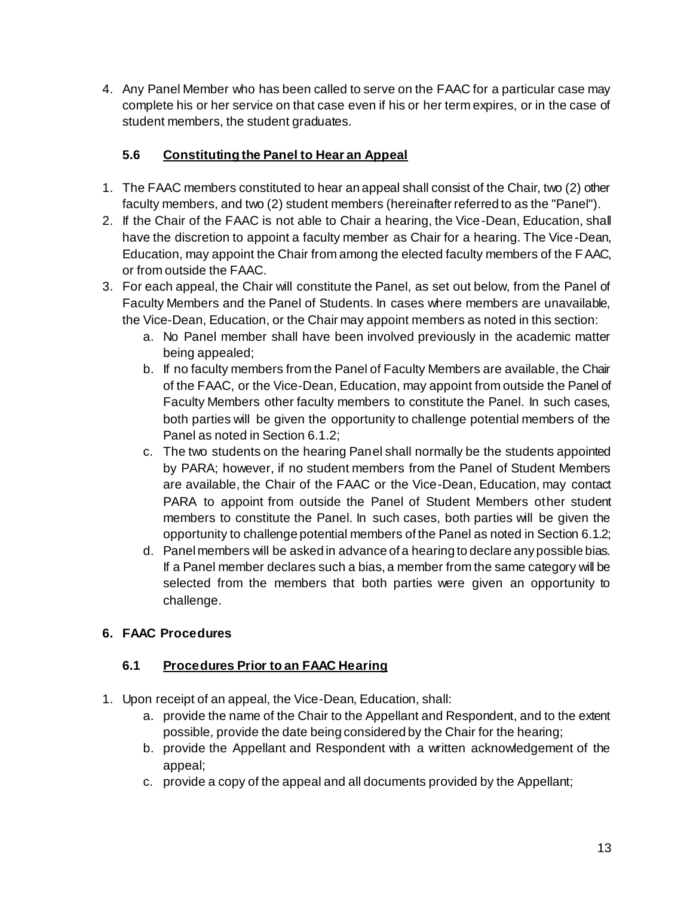4. Any Panel Member who has been called to serve on the FAAC for a particular case may complete his or her service on that case even if his or her term expires, or in the case of student members, the student graduates.

### 5.6 Constituting the Panel to Hear an Appeal

1. The FAAC members constituted to hear an appeal shall consist of the Chair, two (2) other faculty members, and two (2) student members (hereinafter referred to as the "Panel").
2. If the Chair of the FAAC is not able to Chair a hearing, the Vice-Dean, Education, shall have the discretion to appoint a faculty member as Chair for a hearing. The Vice-Dean, Education, may appoint the Chair from among the elected faculty members of the FAAC, or from outside the FAAC.
3. For each appeal, the Chair will constitute the Panel, as set out below, from the Panel of Faculty Members and the Panel of Students. In cases where members are unavailable, the Vice-Dean, Education, or the Chair may appoint members as noted in this section:
   a. No Panel member shall have been involved previously in the academic matter being appealed;
   b. If no faculty members from the Panel of Faculty Members are available, the Chair of the FAAC, or the Vice-Dean, Education, may appoint from outside the Panel of Faculty Members other faculty members to constitute the Panel. In such cases, both parties will be given the opportunity to challenge potential members of the Panel as noted in Section 6.1.2;
   c. The two students on the hearing Panel shall normally be the students appointed by PARA; however, if no student members from the Panel of Student Members are available, the Chair of the FAAC or the Vice-Dean, Education, may contact PARA to appoint from outside the Panel of Student Members other student members to constitute the Panel. In such cases, both parties will be given the opportunity to challenge potential members of the Panel as noted in Section 6.1.2;
   d. Panel members will be asked in advance of a hearing to declare any possible bias. If a Panel member declares such a bias, a member from the same category will be selected from the members that both parties were given an opportunity to challenge.

## 6. FAAC Procedures

### 6.1 Procedures Prior to an FAAC Hearing

1. Upon receipt of an appeal, the Vice-Dean, Education, shall:
   a. provide the name of the Chair to the Appellant and Respondent, and to the extent possible, provide the date being considered by the Chair for the hearing;
   b. provide the Appellant and Respondent with a written acknowledgement of the appeal;
   c. provide a copy of the appeal and all documents provided by the Appellant;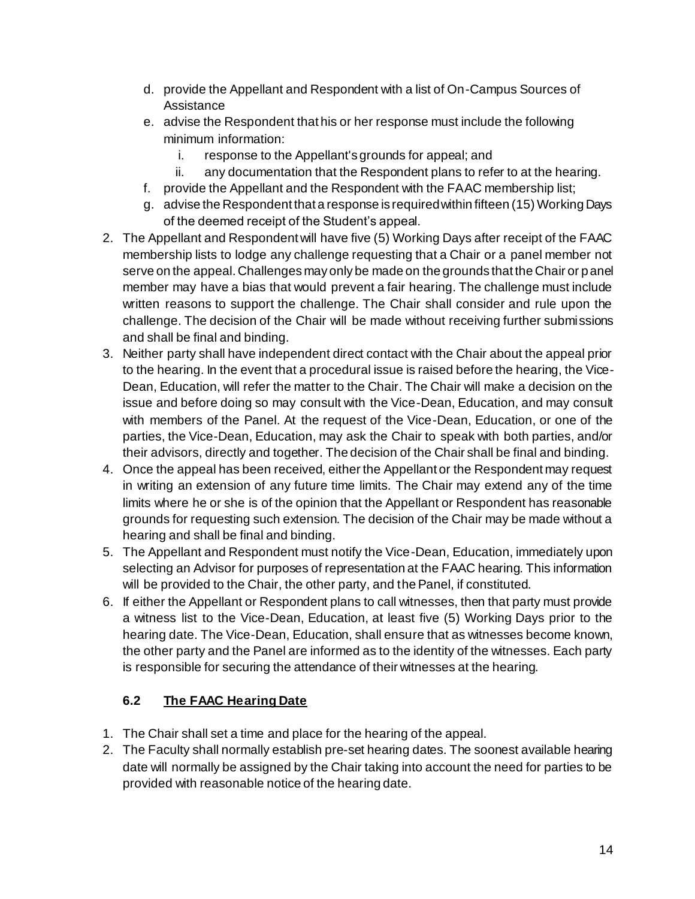d. provide the Appellant and Respondent with a list of On-Campus Sources of Assistance
   e. advise the Respondent that his or her response must include the following minimum information:
      i. response to the Appellant's grounds for appeal; and
      ii. any documentation that the Respondent plans to refer to at the hearing.
   f. provide the Appellant and the Respondent with the FAAC membership list;
   g. advise the Respondent that a response is required within fifteen (15) Working Days of the deemed receipt of the Student's appeal.
2. The Appellant and Respondent will have five (5) Working Days after receipt of the FAAC membership lists to lodge any challenge requesting that a Chair or a panel member not serve on the appeal. Challenges may only be made on the grounds that the Chair or panel member may have a bias that would prevent a fair hearing. The challenge must include written reasons to support the challenge. The Chair shall consider and rule upon the challenge. The decision of the Chair will be made without receiving further submissions and shall be final and binding.
3. Neither party shall have independent direct contact with the Chair about the appeal prior to the hearing. In the event that a procedural issue is raised before the hearing, the Vice-Dean, Education, will refer the matter to the Chair. The Chair will make a decision on the issue and before doing so may consult with the Vice-Dean, Education, and may consult with members of the Panel. At the request of the Vice-Dean, Education, or one of the parties, the Vice-Dean, Education, may ask the Chair to speak with both parties, and/or their advisors, directly and together. The decision of the Chair shall be final and binding.
4. Once the appeal has been received, either the Appellant or the Respondent may request in writing an extension of any future time limits. The Chair may extend any of the time limits where he or she is of the opinion that the Appellant or Respondent has reasonable grounds for requesting such extension. The decision of the Chair may be made without a hearing and shall be final and binding.
5. The Appellant and Respondent must notify the Vice-Dean, Education, immediately upon selecting an Advisor for purposes of representation at the FAAC hearing. This information will be provided to the Chair, the other party, and the Panel, if constituted.
6. If either the Appellant or Respondent plans to call witnesses, then that party must provide a witness list to the Vice-Dean, Education, at least five (5) Working Days prior to the hearing date. The Vice-Dean, Education, shall ensure that as witnesses become known, the other party and the Panel are informed as to the identity of the witnesses. Each party is responsible for securing the attendance of their witnesses at the hearing.

### 6.2 The FAAC Hearing Date

1. The Chair shall set a time and place for the hearing of the appeal.
2. The Faculty shall normally establish pre-set hearing dates. The soonest available hearing date will normally be assigned by the Chair taking into account the need for parties to be provided with reasonable notice of the hearing date.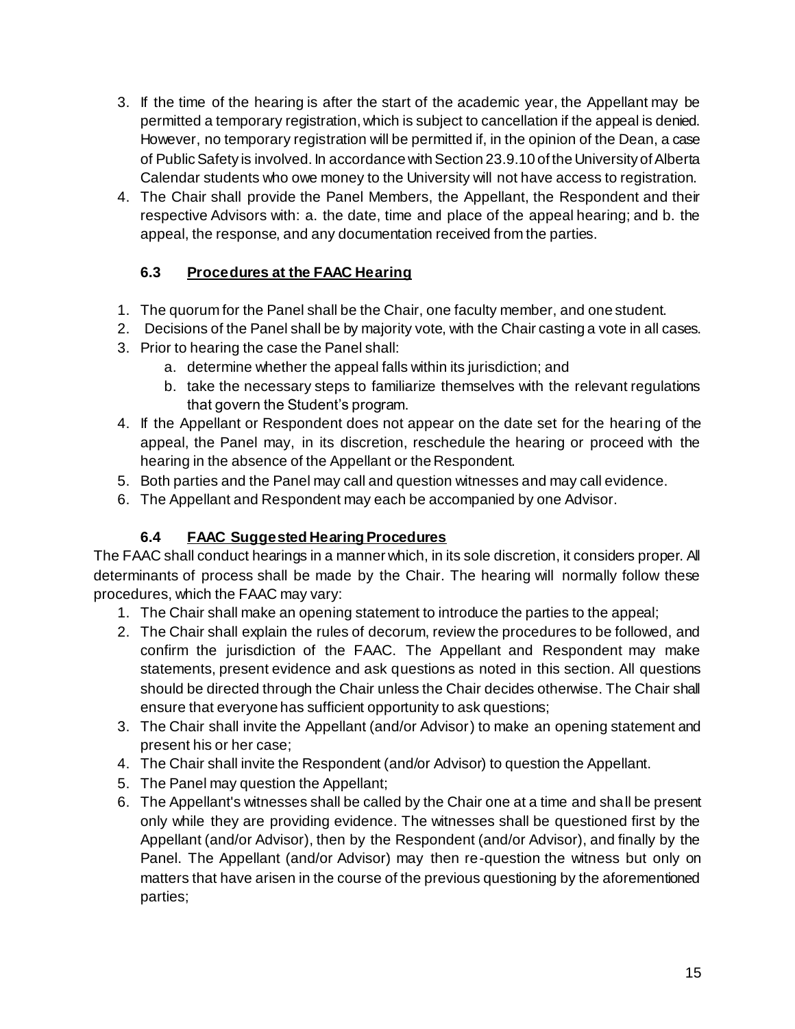3. If the time of the hearing is after the start of the academic year, the Appellant may be permitted a temporary registration, which is subject to cancellation if the appeal is denied. However, no temporary registration will be permitted if, in the opinion of the Dean, a case of Public Safety is involved. In accordance with Section 23.9.10 of the University of Alberta Calendar students who owe money to the University will not have access to registration.
4. The Chair shall provide the Panel Members, the Appellant, the Respondent and their respective Advisors with: a. the date, time and place of the appeal hearing; and b. the appeal, the response, and any documentation received from the parties.

### 6.3 Procedures at the FAAC Hearing

1. The quorum for the Panel shall be the Chair, one faculty member, and one student.
2. Decisions of the Panel shall be by majority vote, with the Chair casting a vote in all cases.
3. Prior to hearing the case the Panel shall:
   a. determine whether the appeal falls within its jurisdiction; and
   b. take the necessary steps to familiarize themselves with the relevant regulations that govern the Student's program.
4. If the Appellant or Respondent does not appear on the date set for the hearing of the appeal, the Panel may, in its discretion, reschedule the hearing or proceed with the hearing in the absence of the Appellant or the Respondent.
5. Both parties and the Panel may call and question witnesses and may call evidence.
6. The Appellant and Respondent may each be accompanied by one Advisor.

### 6.4 FAAC Suggested Hearing Procedures

The FAAC shall conduct hearings in a manner which, in its sole discretion, it considers proper. All determinants of process shall be made by the Chair. The hearing will normally follow these procedures, which the FAAC may vary:

1. The Chair shall make an opening statement to introduce the parties to the appeal;
2. The Chair shall explain the rules of decorum, review the procedures to be followed, and confirm the jurisdiction of the FAAC. The Appellant and Respondent may make statements, present evidence and ask questions as noted in this section. All questions should be directed through the Chair unless the Chair decides otherwise. The Chair shall ensure that everyone has sufficient opportunity to ask questions;
3. The Chair shall invite the Appellant (and/or Advisor) to make an opening statement and present his or her case;
4. The Chair shall invite the Respondent (and/or Advisor) to question the Appellant.
5. The Panel may question the Appellant;
6. The Appellant's witnesses shall be called by the Chair one at a time and shall be present only while they are providing evidence. The witnesses shall be questioned first by the Appellant (and/or Advisor), then by the Respondent (and/or Advisor), and finally by the Panel. The Appellant (and/or Advisor) may then re-question the witness but only on matters that have arisen in the course of the previous questioning by the aforementioned parties;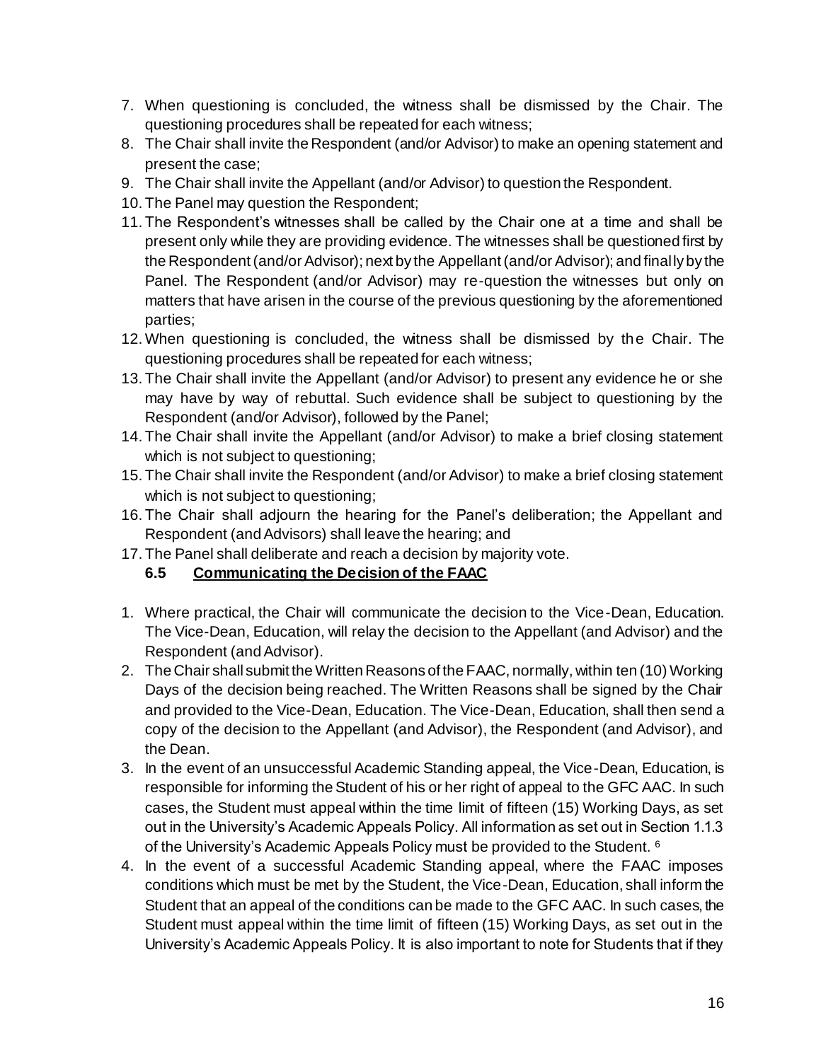7. When questioning is concluded, the witness shall be dismissed by the Chair. The questioning procedures shall be repeated for each witness;
8. The Chair shall invite the Respondent (and/or Advisor) to make an opening statement and present the case;
9. The Chair shall invite the Appellant (and/or Advisor) to question the Respondent.
10. The Panel may question the Respondent;
11. The Respondent's witnesses shall be called by the Chair one at a time and shall be present only while they are providing evidence. The witnesses shall be questioned first by the Respondent (and/or Advisor); next by the Appellant (and/or Advisor); and finally by the Panel. The Respondent (and/or Advisor) may re-question the witnesses but only on matters that have arisen in the course of the previous questioning by the aforementioned parties;
12. When questioning is concluded, the witness shall be dismissed by the Chair. The questioning procedures shall be repeated for each witness;
13. The Chair shall invite the Appellant (and/or Advisor) to present any evidence he or she may have by way of rebuttal. Such evidence shall be subject to questioning by the Respondent (and/or Advisor), followed by the Panel;
14. The Chair shall invite the Appellant (and/or Advisor) to make a brief closing statement which is not subject to questioning;
15. The Chair shall invite the Respondent (and/or Advisor) to make a brief closing statement which is not subject to questioning;
16. The Chair shall adjourn the hearing for the Panel's deliberation; the Appellant and Respondent (and Advisors) shall leave the hearing; and
17. The Panel shall deliberate and reach a decision by majority vote.

### 6.5 Communicating the Decision of the FAAC

1. Where practical, the Chair will communicate the decision to the Vice-Dean, Education. The Vice-Dean, Education, will relay the decision to the Appellant (and Advisor) and the Respondent (and Advisor).
2. The Chair shall submit the Written Reasons of the FAAC, normally, within ten (10) Working Days of the decision being reached. The Written Reasons shall be signed by the Chair and provided to the Vice-Dean, Education. The Vice-Dean, Education, shall then send a copy of the decision to the Appellant (and Advisor), the Respondent (and Advisor), and the Dean.
3. In the event of an unsuccessful Academic Standing appeal, the Vice-Dean, Education, is responsible for informing the Student of his or her right of appeal to the GFC AAC. In such cases, the Student must appeal within the time limit of fifteen (15) Working Days, as set out in the University's Academic Appeals Policy. All information as set out in Section 1.1.3 of the University's Academic Appeals Policy must be provided to the Student. [6]
4. In the event of a successful Academic Standing appeal, where the FAAC imposes conditions which must be met by the Student, the Vice-Dean, Education, shall inform the Student that an appeal of the conditions can be made to the GFC AAC. In such cases, the Student must appeal within the time limit of fifteen (15) Working Days, as set out in the University's Academic Appeals Policy. It is also important to note for Students that if they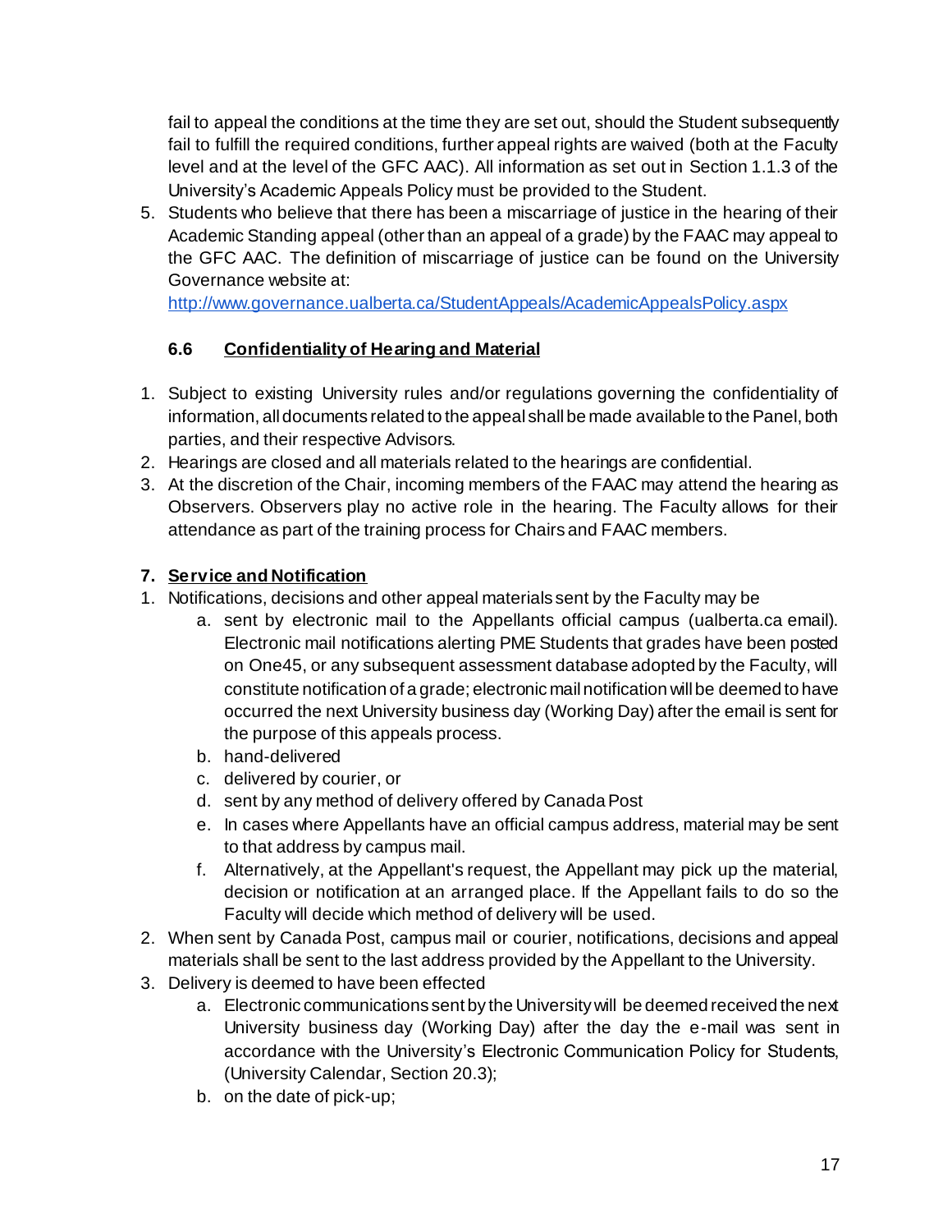fail to appeal the conditions at the time they are set out, should the Student subsequently fail to fulfill the required conditions, further appeal rights are waived (both at the Faculty level and at the level of the GFC AAC). All information as set out in Section 1.1.3 of the University's Academic Appeals Policy must be provided to the Student.

5. Students who believe that there has been a miscarriage of justice in the hearing of their Academic Standing appeal (other than an appeal of a grade) by the FAAC may appeal to the GFC AAC. The definition of miscarriage of justice can be found on the University Governance website at: http://www.governance.ualberta.ca/StudentAppeals/AcademicAppealsPolicy.aspx

### 6.6 Confidentiality of Hearing and Material

1. Subject to existing University rules and/or regulations governing the confidentiality of information, all documents related to the appeal shall be made available to the Panel, both parties, and their respective Advisors.
2. Hearings are closed and all materials related to the hearings are confidential.
3. At the discretion of the Chair, incoming members of the FAAC may attend the hearing as Observers. Observers play no active role in the hearing. The Faculty allows for their attendance as part of the training process for Chairs and FAAC members.

## 7. Service and Notification

1. Notifications, decisions and other appeal materials sent by the Faculty may be
   a. sent by electronic mail to the Appellants official campus (ualberta.ca email). Electronic mail notifications alerting PME Students that grades have been posted on One45, or any subsequent assessment database adopted by the Faculty, will constitute notification of a grade; electronic mail notification will be deemed to have occurred the next University business day (Working Day) after the email is sent for the purpose of this appeals process.
   b. hand-delivered
   c. delivered by courier, or
   d. sent by any method of delivery offered by Canada Post
   e. In cases where Appellants have an official campus address, material may be sent to that address by campus mail.
   f. Alternatively, at the Appellant's request, the Appellant may pick up the material, decision or notification at an arranged place. If the Appellant fails to do so the Faculty will decide which method of delivery will be used.
2. When sent by Canada Post, campus mail or courier, notifications, decisions and appeal materials shall be sent to the last address provided by the Appellant to the University.
3. Delivery is deemed to have been effected
   a. Electronic communications sent by the University will be deemed received the next University business day (Working Day) after the day the e-mail was sent in accordance with the University's Electronic Communication Policy for Students, (University Calendar, Section 20.3);
   b. on the date of pick-up;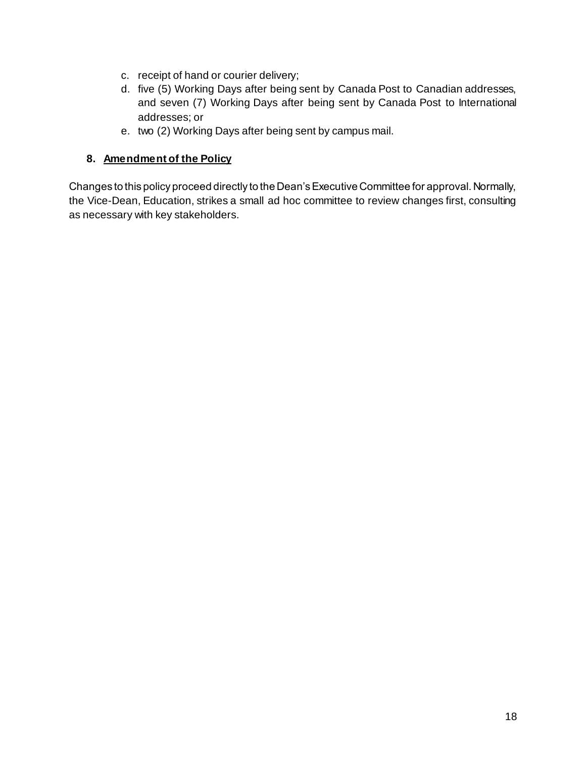c. receipt of hand or courier delivery;
d. five (5) Working Days after being sent by Canada Post to Canadian addresses, and seven (7) Working Days after being sent by Canada Post to International addresses; or
e. two (2) Working Days after being sent by campus mail.

## 8. Amendment of the Policy

Changes to this policy proceed directly to the Dean's Executive Committee for approval. Normally, the Vice-Dean, Education, strikes a small ad hoc committee to review changes first, consulting as necessary with key stakeholders.